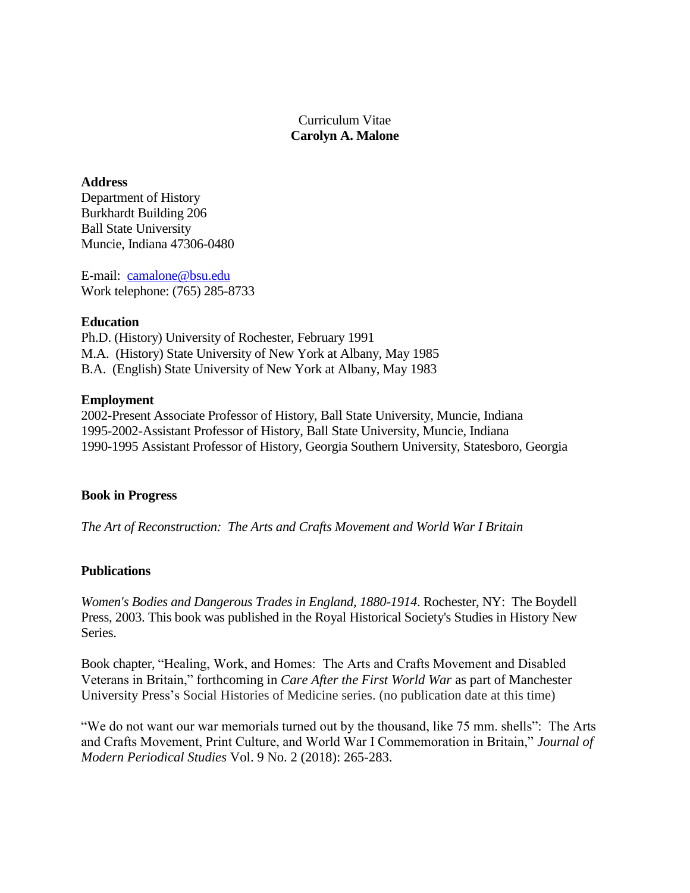Curriculum Vitae

**Carolyn A. Malone**

**Address**

Department of History
Burkhardt Building 206
Ball State University
Muncie, Indiana 47306-0480

E-mail: camalone@bsu.edu
Work telephone: (765) 285-8733

**Education**

Ph.D. (History) University of Rochester, February 1991
M.A. (History) State University of New York at Albany, May 1985
B.A. (English) State University of New York at Albany, May 1983

**Employment**

2002-Present Associate Professor of History, Ball State University, Muncie, Indiana
1995-2002-Assistant Professor of History, Ball State University, Muncie, Indiana
1990-1995 Assistant Professor of History, Georgia Southern University, Statesboro, Georgia

**Book in Progress**

*The Art of Reconstruction: The Arts and Crafts Movement and World War I Britain*

**Publications**

*Women's Bodies and Dangerous Trades in England, 1880-1914*. Rochester, NY: The Boydell Press, 2003. This book was published in the Royal Historical Society's Studies in History New Series.

Book chapter, "Healing, Work, and Homes: The Arts and Crafts Movement and Disabled Veterans in Britain," forthcoming in *Care After the First World War* as part of Manchester University Press's Social Histories of Medicine series. (no publication date at this time)

"We do not want our war memorials turned out by the thousand, like 75 mm. shells": The Arts and Crafts Movement, Print Culture, and World War I Commemoration in Britain," *Journal of Modern Periodical Studies* Vol. 9 No. 2 (2018): 265-283.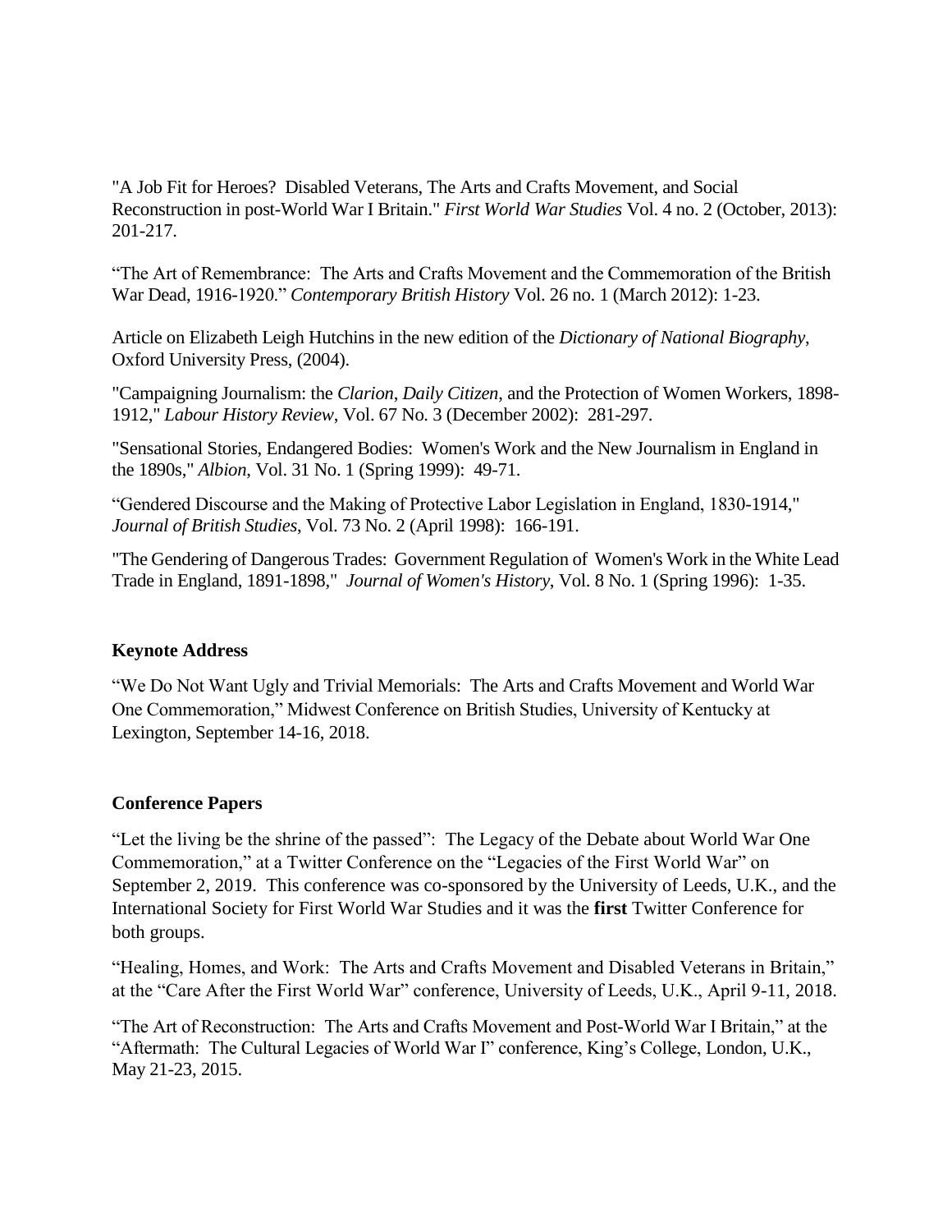"A Job Fit for Heroes? Disabled Veterans, The Arts and Crafts Movement, and Social Reconstruction in post-World War I Britain." *First World War Studies* Vol. 4 no. 2 (October, 2013): 201-217.

"The Art of Remembrance: The Arts and Crafts Movement and the Commemoration of the British War Dead, 1916-1920." *Contemporary British History* Vol. 26 no. 1 (March 2012): 1-23.

Article on Elizabeth Leigh Hutchins in the new edition of the *Dictionary of National Biography*, Oxford University Press, (2004).

"Campaigning Journalism: the *Clarion*, *Daily Citizen*, and the Protection of Women Workers, 1898-1912," *Labour History Review*, Vol. 67 No. 3 (December 2002): 281-297.

"Sensational Stories, Endangered Bodies: Women's Work and the New Journalism in England in the 1890s," *Albion*, Vol. 31 No. 1 (Spring 1999): 49-71.

"Gendered Discourse and the Making of Protective Labor Legislation in England, 1830-1914," *Journal of British Studies*, Vol. 73 No. 2 (April 1998): 166-191.

"The Gendering of Dangerous Trades: Government Regulation of Women's Work in the White Lead Trade in England, 1891-1898," *Journal of Women's History*, Vol. 8 No. 1 (Spring 1996): 1-35.

**Keynote Address**

"We Do Not Want Ugly and Trivial Memorials: The Arts and Crafts Movement and World War One Commemoration," Midwest Conference on British Studies, University of Kentucky at Lexington, September 14-16, 2018.

**Conference Papers**

"Let the living be the shrine of the passed": The Legacy of the Debate about World War One Commemoration," at a Twitter Conference on the "Legacies of the First World War" on September 2, 2019. This conference was co-sponsored by the University of Leeds, U.K., and the International Society for First World War Studies and it was the **first** Twitter Conference for both groups.

"Healing, Homes, and Work: The Arts and Crafts Movement and Disabled Veterans in Britain," at the "Care After the First World War" conference, University of Leeds, U.K., April 9-11, 2018.

"The Art of Reconstruction: The Arts and Crafts Movement and Post-World War I Britain," at the "Aftermath: The Cultural Legacies of World War I" conference, King's College, London, U.K., May 21-23, 2015.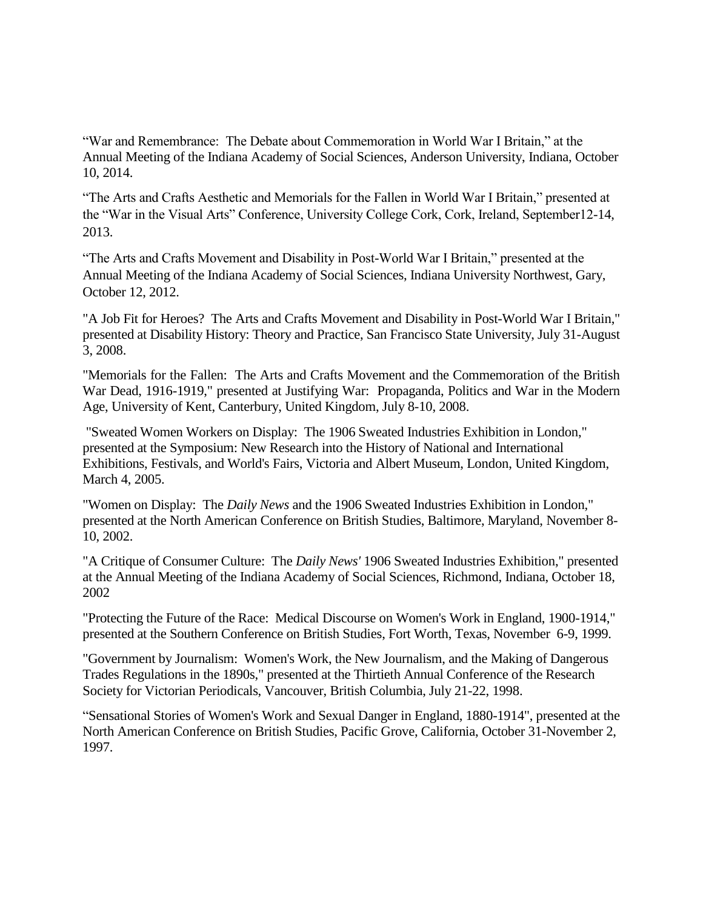“War and Remembrance: The Debate about Commemoration in World War I Britain,” at the Annual Meeting of the Indiana Academy of Social Sciences, Anderson University, Indiana, October 10, 2014.

“The Arts and Crafts Aesthetic and Memorials for the Fallen in World War I Britain,” presented at the “War in the Visual Arts” Conference, University College Cork, Cork, Ireland, September12-14, 2013.

“The Arts and Crafts Movement and Disability in Post-World War I Britain,” presented at the Annual Meeting of the Indiana Academy of Social Sciences, Indiana University Northwest, Gary, October 12, 2012.

"A Job Fit for Heroes? The Arts and Crafts Movement and Disability in Post-World War I Britain," presented at Disability History: Theory and Practice, San Francisco State University, July 31-August 3, 2008.

"Memorials for the Fallen: The Arts and Crafts Movement and the Commemoration of the British War Dead, 1916-1919," presented at Justifying War: Propaganda, Politics and War in the Modern Age, University of Kent, Canterbury, United Kingdom, July 8-10, 2008.

"Sweated Women Workers on Display: The 1906 Sweated Industries Exhibition in London," presented at the Symposium: New Research into the History of National and International Exhibitions, Festivals, and World's Fairs, Victoria and Albert Museum, London, United Kingdom, March 4, 2005.

"Women on Display: The *Daily News* and the 1906 Sweated Industries Exhibition in London," presented at the North American Conference on British Studies, Baltimore, Maryland, November 8-10, 2002.

"A Critique of Consumer Culture: The *Daily News'* 1906 Sweated Industries Exhibition," presented at the Annual Meeting of the Indiana Academy of Social Sciences, Richmond, Indiana, October 18, 2002

"Protecting the Future of the Race: Medical Discourse on Women's Work in England, 1900-1914," presented at the Southern Conference on British Studies, Fort Worth, Texas, November 6-9, 1999.

"Government by Journalism: Women's Work, the New Journalism, and the Making of Dangerous Trades Regulations in the 1890s," presented at the Thirtieth Annual Conference of the Research Society for Victorian Periodicals, Vancouver, British Columbia, July 21-22, 1998.

“Sensational Stories of Women's Work and Sexual Danger in England, 1880-1914", presented at the North American Conference on British Studies, Pacific Grove, California, October 31-November 2, 1997.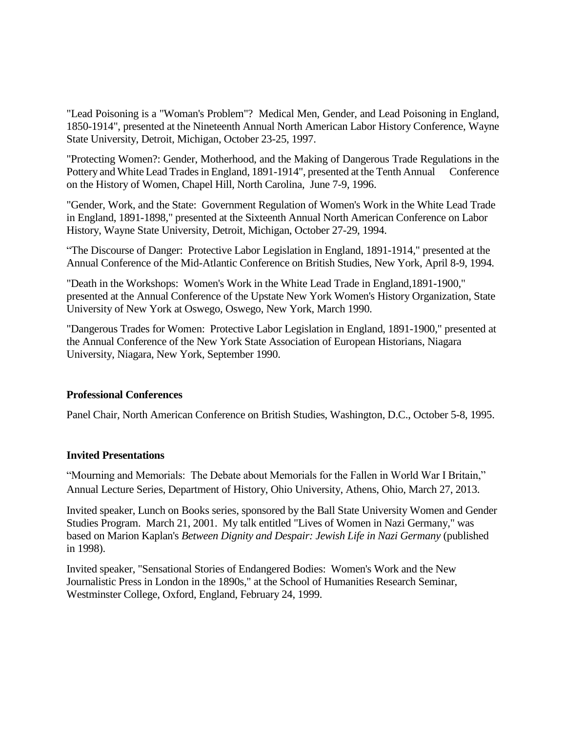"Lead Poisoning is a "Woman's Problem"? Medical Men, Gender, and Lead Poisoning in England, 1850-1914", presented at the Nineteenth Annual North American Labor History Conference, Wayne State University, Detroit, Michigan, October 23-25, 1997.

"Protecting Women?: Gender, Motherhood, and the Making of Dangerous Trade Regulations in the Pottery and White Lead Trades in England, 1891-1914", presented at the Tenth Annual Conference on the History of Women, Chapel Hill, North Carolina, June 7-9, 1996.

"Gender, Work, and the State: Government Regulation of Women's Work in the White Lead Trade in England, 1891-1898," presented at the Sixteenth Annual North American Conference on Labor History, Wayne State University, Detroit, Michigan, October 27-29, 1994.

"The Discourse of Danger: Protective Labor Legislation in England, 1891-1914," presented at the Annual Conference of the Mid-Atlantic Conference on British Studies, New York, April 8-9, 1994.

"Death in the Workshops: Women's Work in the White Lead Trade in England,1891-1900," presented at the Annual Conference of the Upstate New York Women's History Organization, State University of New York at Oswego, Oswego, New York, March 1990.

"Dangerous Trades for Women: Protective Labor Legislation in England, 1891-1900," presented at the Annual Conference of the New York State Association of European Historians, Niagara University, Niagara, New York, September 1990.

**Professional Conferences**

Panel Chair, North American Conference on British Studies, Washington, D.C., October 5-8, 1995.

**Invited Presentations**

"Mourning and Memorials: The Debate about Memorials for the Fallen in World War I Britain," Annual Lecture Series, Department of History, Ohio University, Athens, Ohio, March 27, 2013.

Invited speaker, Lunch on Books series, sponsored by the Ball State University Women and Gender Studies Program. March 21, 2001. My talk entitled "Lives of Women in Nazi Germany," was based on Marion Kaplan's *Between Dignity and Despair: Jewish Life in Nazi Germany* (published in 1998).

Invited speaker, "Sensational Stories of Endangered Bodies: Women's Work and the New Journalistic Press in London in the 1890s," at the School of Humanities Research Seminar, Westminster College, Oxford, England, February 24, 1999.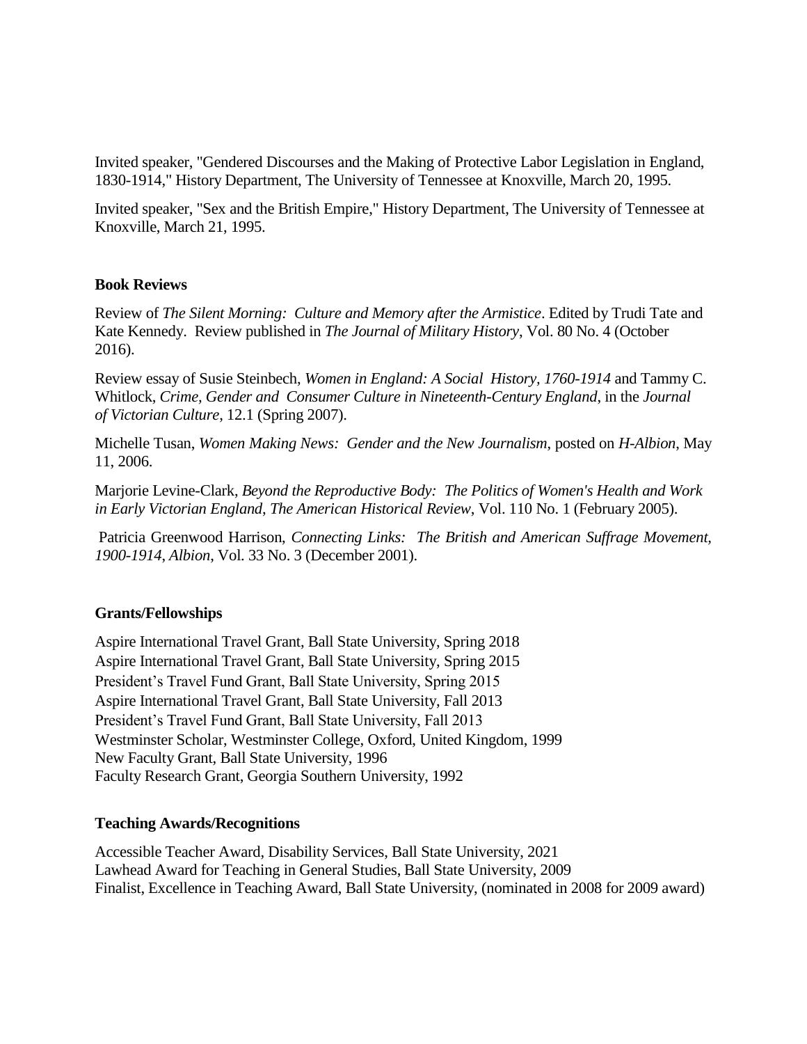Invited speaker, "Gendered Discourses and the Making of Protective Labor Legislation in England, 1830-1914," History Department, The University of Tennessee at Knoxville, March 20, 1995.

Invited speaker, "Sex and the British Empire," History Department, The University of Tennessee at Knoxville, March 21, 1995.

### Book Reviews

Review of *The Silent Morning: Culture and Memory after the Armistice*. Edited by Trudi Tate and Kate Kennedy. Review published in *The Journal of Military History*, Vol. 80 No. 4 (October 2016).

Review essay of Susie Steinbech, *Women in England: A Social History, 1760-1914* and Tammy C. Whitlock, *Crime, Gender and Consumer Culture in Nineteenth-Century England*, in the *Journal of Victorian Culture*, 12.1 (Spring 2007).

Michelle Tusan, *Women Making News: Gender and the New Journalism*, posted on *H-Albion*, May 11, 2006.

Marjorie Levine-Clark, *Beyond the Reproductive Body: The Politics of Women's Health and Work in Early Victorian England*, *The American Historical Review*, Vol. 110 No. 1 (February 2005).

Patricia Greenwood Harrison, *Connecting Links: The British and American Suffrage Movement, 1900-1914*, *Albion*, Vol. 33 No. 3 (December 2001).

### Grants/Fellowships

Aspire International Travel Grant, Ball State University, Spring 2018
Aspire International Travel Grant, Ball State University, Spring 2015
President's Travel Fund Grant, Ball State University, Spring 2015
Aspire International Travel Grant, Ball State University, Fall 2013
President's Travel Fund Grant, Ball State University, Fall 2013
Westminster Scholar, Westminster College, Oxford, United Kingdom, 1999
New Faculty Grant, Ball State University, 1996
Faculty Research Grant, Georgia Southern University, 1992

### Teaching Awards/Recognitions

Accessible Teacher Award, Disability Services, Ball State University, 2021
Lawhead Award for Teaching in General Studies, Ball State University, 2009
Finalist, Excellence in Teaching Award, Ball State University, (nominated in 2008 for 2009 award)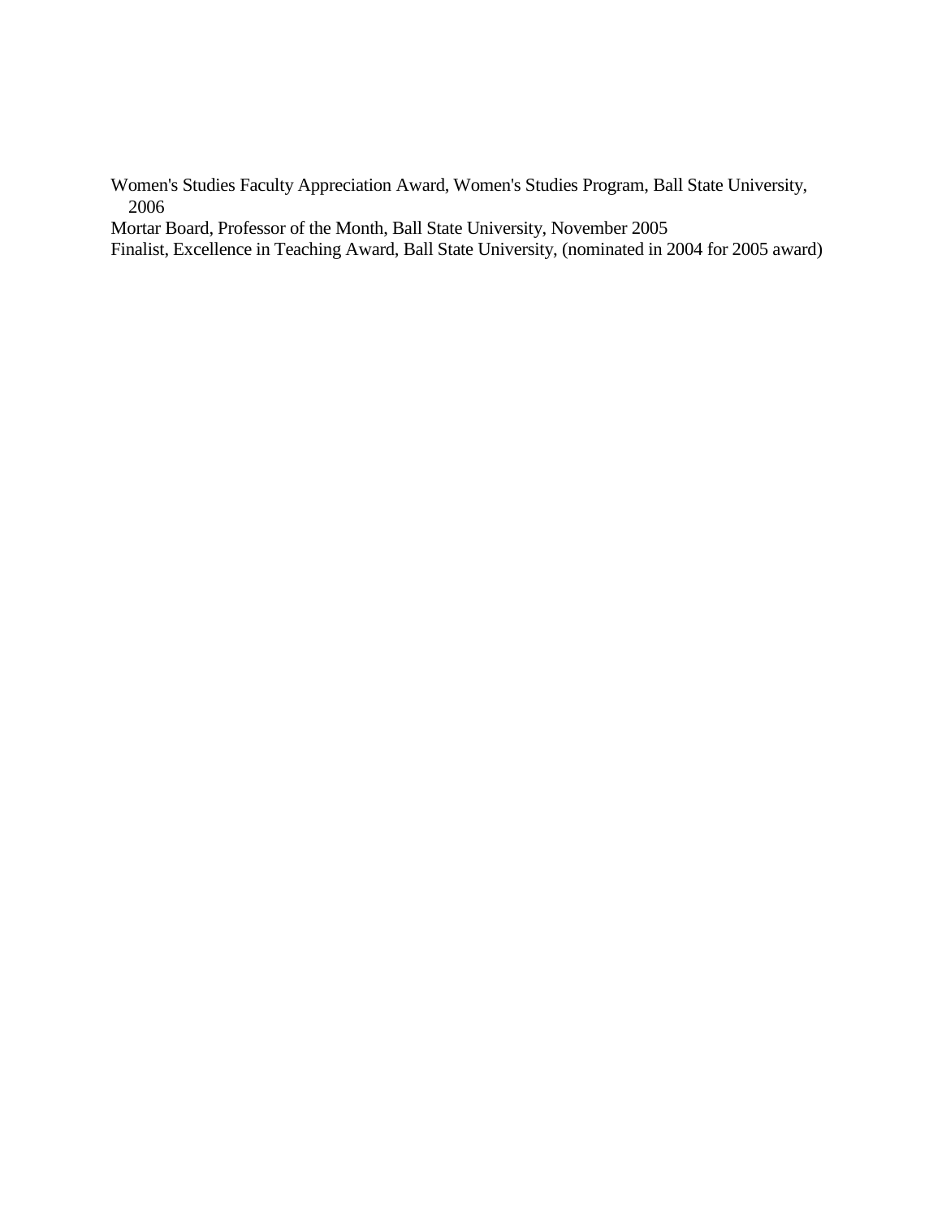Women's Studies Faculty Appreciation Award, Women's Studies Program, Ball State University, 2006

Mortar Board, Professor of the Month, Ball State University, November 2005

Finalist, Excellence in Teaching Award, Ball State University, (nominated in 2004 for 2005 award)